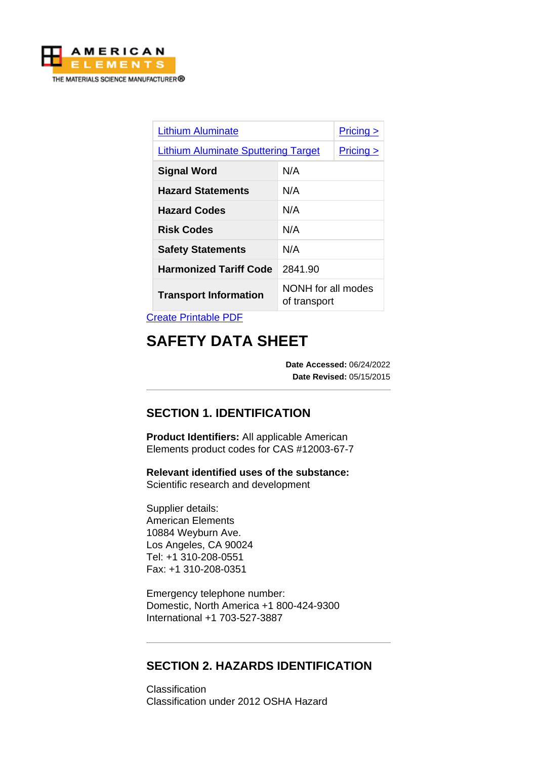AMERICAN ELEMENTS
THE MATERIALS SCIENCE MANUFACTURER®

| Lithium Aluminate | Pricing > |
|---|---|
| Lithium Aluminate Sputtering Target | Pricing > |
| **Signal Word** | N/A |
| **Hazard Statements** | N/A |
| **Hazard Codes** | N/A |
| **Risk Codes** | N/A |
| **Safety Statements** | N/A |
| **Harmonized Tariff Code** | 2841.90 |
| **Transport Information** | NONH for all modes of transport |

Create Printable PDF

# SAFETY DATA SHEET

**Date Accessed:** 06/24/2022
**Date Revised:** 05/15/2015

## SECTION 1. IDENTIFICATION

**Product Identifiers:** All applicable American Elements product codes for CAS #12003-67-7

**Relevant identified uses of the substance:**
Scientific research and development

Supplier details:
American Elements
10884 Weyburn Ave.
Los Angeles, CA 90024
Tel: +1 310-208-0551
Fax: +1 310-208-0351

Emergency telephone number:
Domestic, North America +1 800-424-9300
International +1 703-527-3887

## SECTION 2. HAZARDS IDENTIFICATION

Classification
Classification under 2012 OSHA Hazard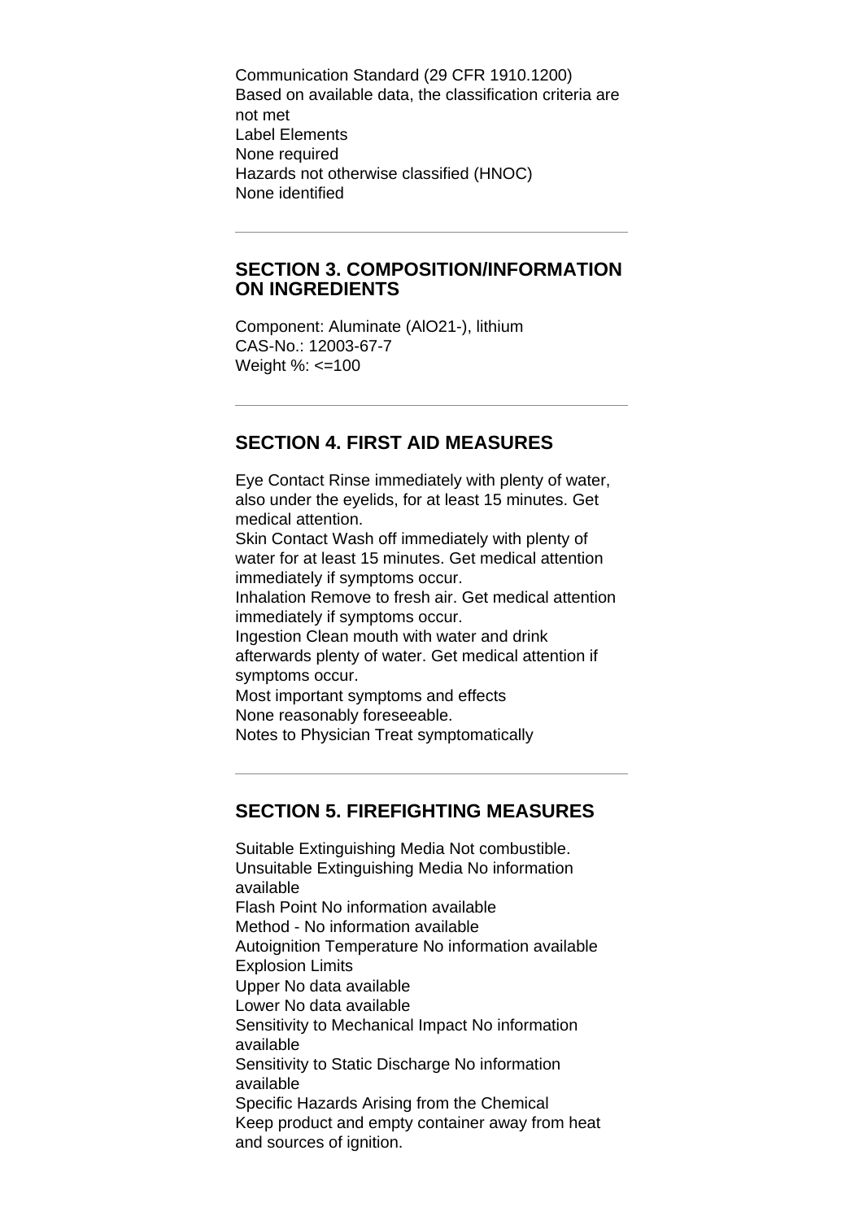Communication Standard (29 CFR 1910.1200)
Based on available data, the classification criteria are not met
Label Elements
None required
Hazards not otherwise classified (HNOC)
None identified

---

## SECTION 3. COMPOSITION/INFORMATION ON INGREDIENTS

Component: Aluminate (AlO21-), lithium
CAS-No.: 12003-67-7
Weight %: <=100

---

## SECTION 4. FIRST AID MEASURES

Eye Contact Rinse immediately with plenty of water, also under the eyelids, for at least 15 minutes. Get medical attention.
Skin Contact Wash off immediately with plenty of water for at least 15 minutes. Get medical attention immediately if symptoms occur.
Inhalation Remove to fresh air. Get medical attention immediately if symptoms occur.
Ingestion Clean mouth with water and drink afterwards plenty of water. Get medical attention if symptoms occur.
Most important symptoms and effects
None reasonably foreseeable.
Notes to Physician Treat symptomatically

---

## SECTION 5. FIREFIGHTING MEASURES

Suitable Extinguishing Media Not combustible.
Unsuitable Extinguishing Media No information available
Flash Point No information available
Method - No information available
Autoignition Temperature No information available
Explosion Limits
Upper No data available
Lower No data available
Sensitivity to Mechanical Impact No information available
Sensitivity to Static Discharge No information available
Specific Hazards Arising from the Chemical
Keep product and empty container away from heat and sources of ignition.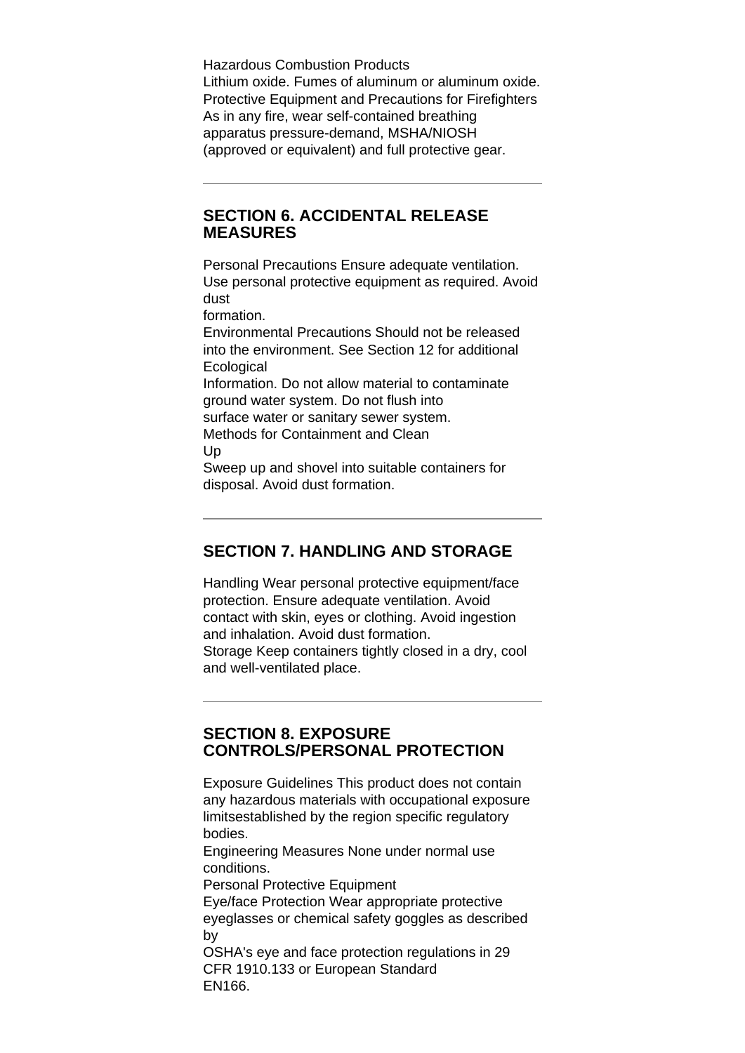Hazardous Combustion Products
Lithium oxide. Fumes of aluminum or aluminum oxide.
Protective Equipment and Precautions for Firefighters
As in any fire, wear self-contained breathing apparatus pressure-demand, MSHA/NIOSH (approved or equivalent) and full protective gear.

---

## SECTION 6. ACCIDENTAL RELEASE MEASURES

Personal Precautions Ensure adequate ventilation. Use personal protective equipment as required. Avoid dust formation.
Environmental Precautions Should not be released into the environment. See Section 12 for additional Ecological Information. Do not allow material to contaminate ground water system. Do not flush into surface water or sanitary sewer system.
Methods for Containment and Clean Up
Sweep up and shovel into suitable containers for disposal. Avoid dust formation.

---

## SECTION 7. HANDLING AND STORAGE

Handling Wear personal protective equipment/face protection. Ensure adequate ventilation. Avoid contact with skin, eyes or clothing. Avoid ingestion and inhalation. Avoid dust formation.
Storage Keep containers tightly closed in a dry, cool and well-ventilated place.

---

## SECTION 8. EXPOSURE CONTROLS/PERSONAL PROTECTION

Exposure Guidelines This product does not contain any hazardous materials with occupational exposure limitsestablished by the region specific regulatory bodies.
Engineering Measures None under normal use conditions.
Personal Protective Equipment
Eye/face Protection Wear appropriate protective eyeglasses or chemical safety goggles as described by OSHA's eye and face protection regulations in 29 CFR 1910.133 or European Standard EN166.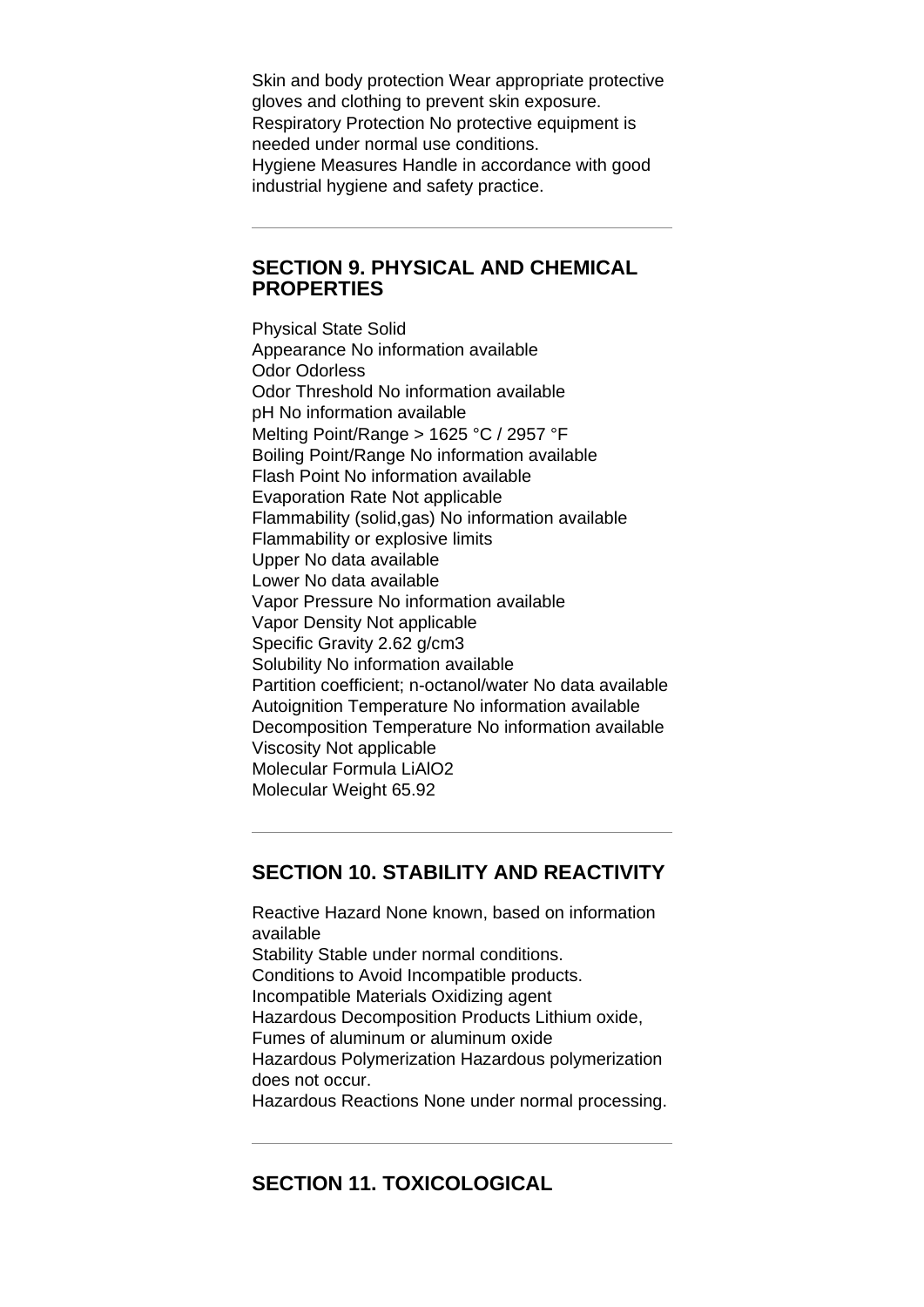Skin and body protection Wear appropriate protective gloves and clothing to prevent skin exposure.
Respiratory Protection No protective equipment is needed under normal use conditions.
Hygiene Measures Handle in accordance with good industrial hygiene and safety practice.

---

## SECTION 9. PHYSICAL AND CHEMICAL PROPERTIES

Physical State Solid
Appearance No information available
Odor Odorless
Odor Threshold No information available
pH No information available
Melting Point/Range > 1625 °C / 2957 °F
Boiling Point/Range No information available
Flash Point No information available
Evaporation Rate Not applicable
Flammability (solid,gas) No information available
Flammability or explosive limits
Upper No data available
Lower No data available
Vapor Pressure No information available
Vapor Density Not applicable
Specific Gravity 2.62 g/cm3
Solubility No information available
Partition coefficient; n-octanol/water No data available
Autoignition Temperature No information available
Decomposition Temperature No information available
Viscosity Not applicable
Molecular Formula $LiAlO_2$
Molecular Weight 65.92

---

## SECTION 10. STABILITY AND REACTIVITY

Reactive Hazard None known, based on information available
Stability Stable under normal conditions.
Conditions to Avoid Incompatible products.
Incompatible Materials Oxidizing agent
Hazardous Decomposition Products Lithium oxide, Fumes of aluminum or aluminum oxide
Hazardous Polymerization Hazardous polymerization does not occur.
Hazardous Reactions None under normal processing.

---

## SECTION 11. TOXICOLOGICAL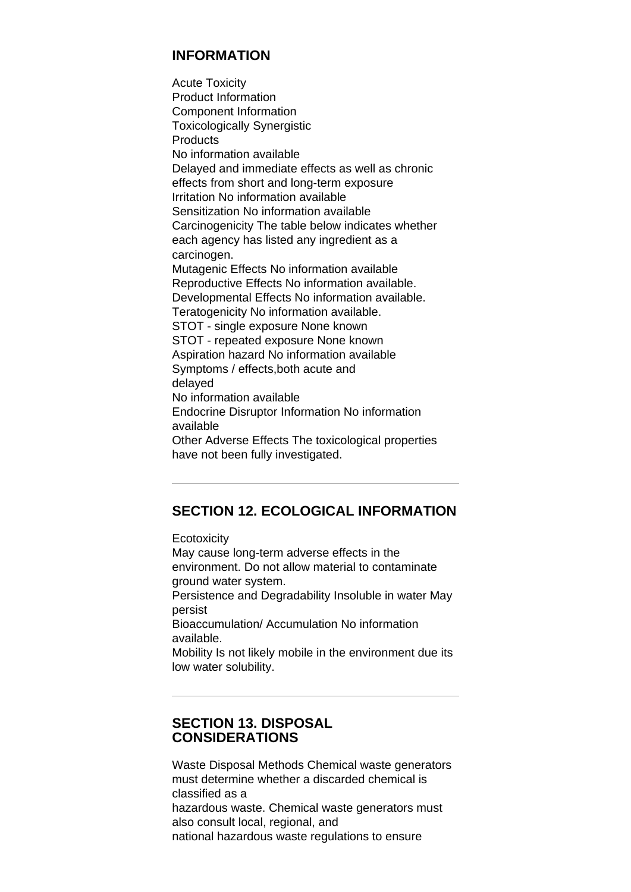## INFORMATION

Acute Toxicity
Product Information
Component Information
Toxicologically Synergistic
Products
No information available
Delayed and immediate effects as well as chronic effects from short and long-term exposure
Irritation No information available
Sensitization No information available
Carcinogenicity The table below indicates whether each agency has listed any ingredient as a carcinogen.
Mutagenic Effects No information available
Reproductive Effects No information available.
Developmental Effects No information available.
Teratogenicity No information available.
STOT - single exposure None known
STOT - repeated exposure None known
Aspiration hazard No information available
Symptoms / effects,both acute and delayed
No information available
Endocrine Disruptor Information No information available
Other Adverse Effects The toxicological properties have not been fully investigated.

---

## SECTION 12. ECOLOGICAL INFORMATION

Ecotoxicity
May cause long-term adverse effects in the environment. Do not allow material to contaminate ground water system.
Persistence and Degradability Insoluble in water May persist
Bioaccumulation/ Accumulation No information available.
Mobility Is not likely mobile in the environment due its low water solubility.

---

## SECTION 13. DISPOSAL CONSIDERATIONS

Waste Disposal Methods Chemical waste generators must determine whether a discarded chemical is classified as a
hazardous waste. Chemical waste generators must also consult local, regional, and
national hazardous waste regulations to ensure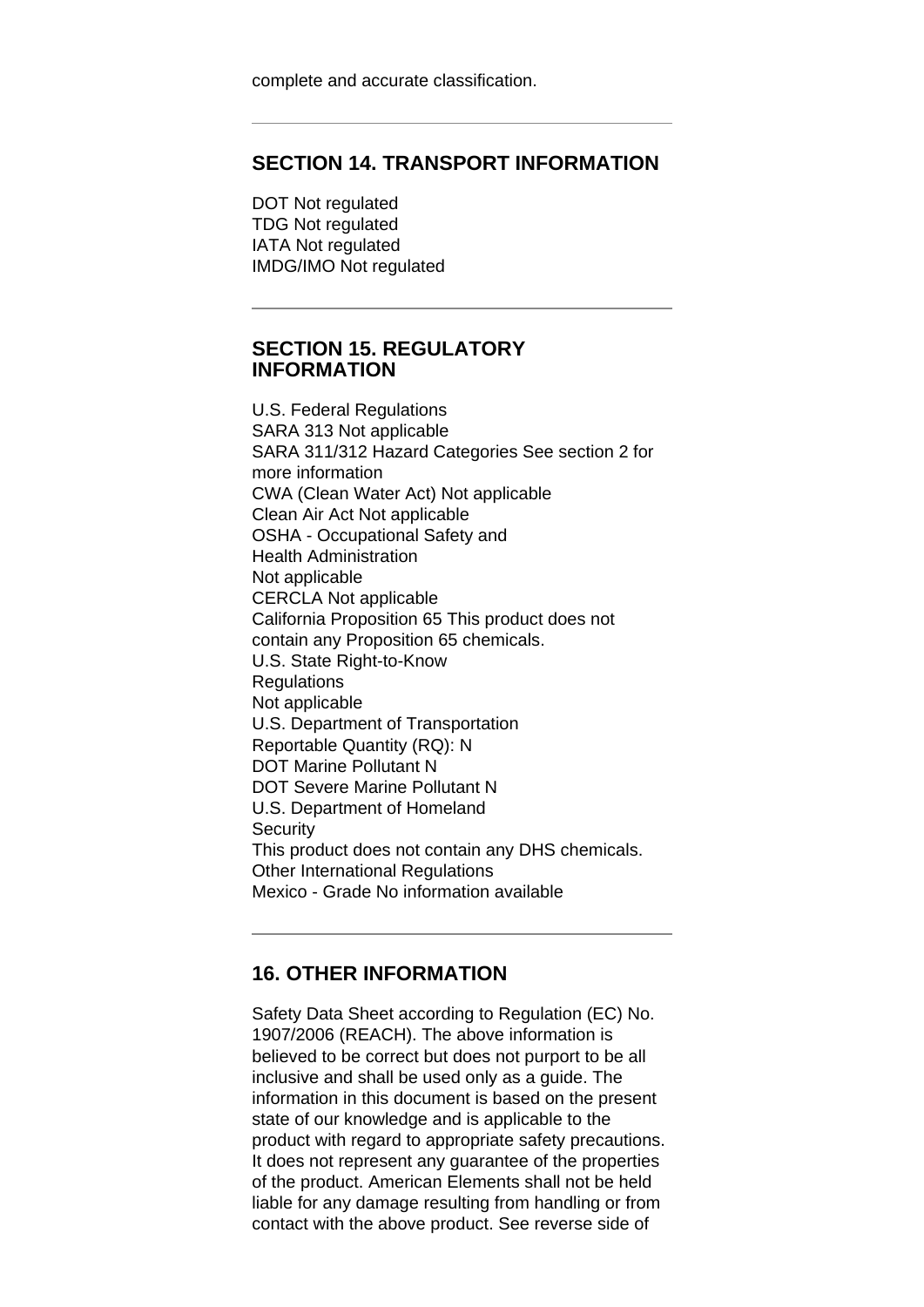complete and accurate classification.

---

## SECTION 14. TRANSPORT INFORMATION

DOT Not regulated
TDG Not regulated
IATA Not regulated
IMDG/IMO Not regulated

---

## SECTION 15. REGULATORY INFORMATION

U.S. Federal Regulations
SARA 313 Not applicable
SARA 311/312 Hazard Categories See section 2 for more information
CWA (Clean Water Act) Not applicable
Clean Air Act Not applicable
OSHA - Occupational Safety and Health Administration
Not applicable
CERCLA Not applicable
California Proposition 65 This product does not contain any Proposition 65 chemicals.
U.S. State Right-to-Know Regulations
Not applicable
U.S. Department of Transportation
Reportable Quantity (RQ): N
DOT Marine Pollutant N
DOT Severe Marine Pollutant N
U.S. Department of Homeland Security
This product does not contain any DHS chemicals.
Other International Regulations
Mexico - Grade No information available

---

## 16. OTHER INFORMATION

Safety Data Sheet according to Regulation (EC) No. 1907/2006 (REACH). The above information is believed to be correct but does not purport to be all inclusive and shall be used only as a guide. The information in this document is based on the present state of our knowledge and is applicable to the product with regard to appropriate safety precautions. It does not represent any guarantee of the properties of the product. American Elements shall not be held liable for any damage resulting from handling or from contact with the above product. See reverse side of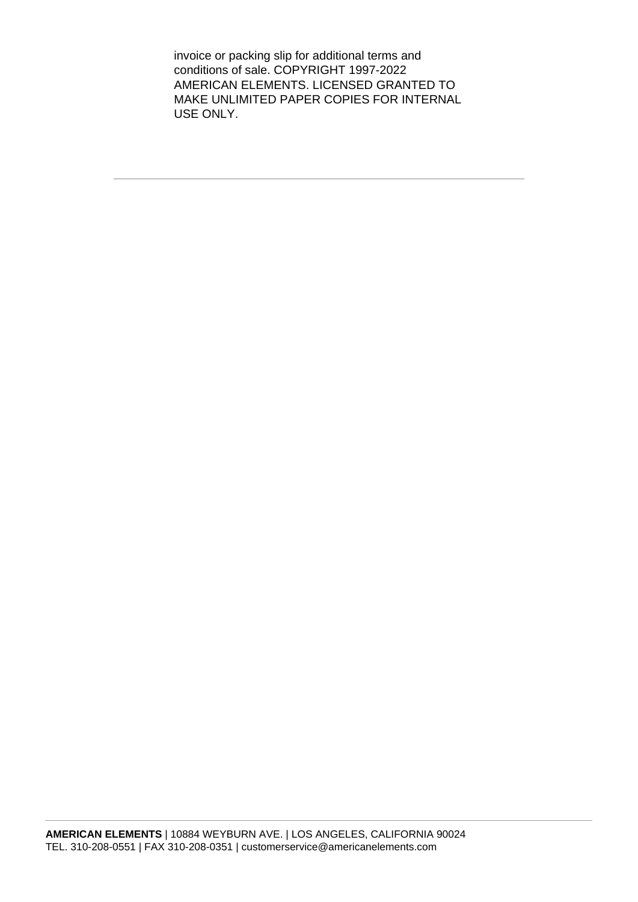invoice or packing slip for additional terms and conditions of sale. COPYRIGHT 1997-2022 AMERICAN ELEMENTS. LICENSED GRANTED TO MAKE UNLIMITED PAPER COPIES FOR INTERNAL USE ONLY.

---